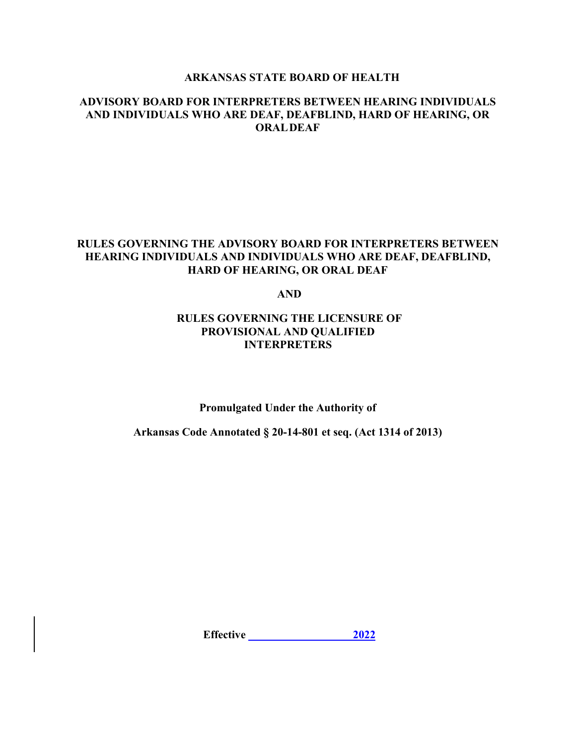**ARKANSAS STATE BOARD OF HEALTH**

**ADVISORY BOARD FOR INTERPRETERS BETWEEN HEARING INDIVIDUALS AND INDIVIDUALS WHO ARE DEAF, DEAFBLIND, HARD OF HEARING, OR ORAL DEAF**

# RULES GOVERNING THE ADVISORY BOARD FOR INTERPRETERS BETWEEN HEARING INDIVIDUALS AND INDIVIDUALS WHO ARE DEAF, DEAFBLIND, HARD OF HEARING, OR ORAL DEAF

**AND**

# RULES GOVERNING THE LICENSURE OF PROVISIONAL AND QUALIFIED INTERPRETERS

**Promulgated Under the Authority of**

**Arkansas Code Annotated § 20-14-801 et seq. (Act 1314 of 2013)**

**Effective \_\_\_\_\_\_\_\_\_\_\_\_\_\_\_\_\_\_ 2022**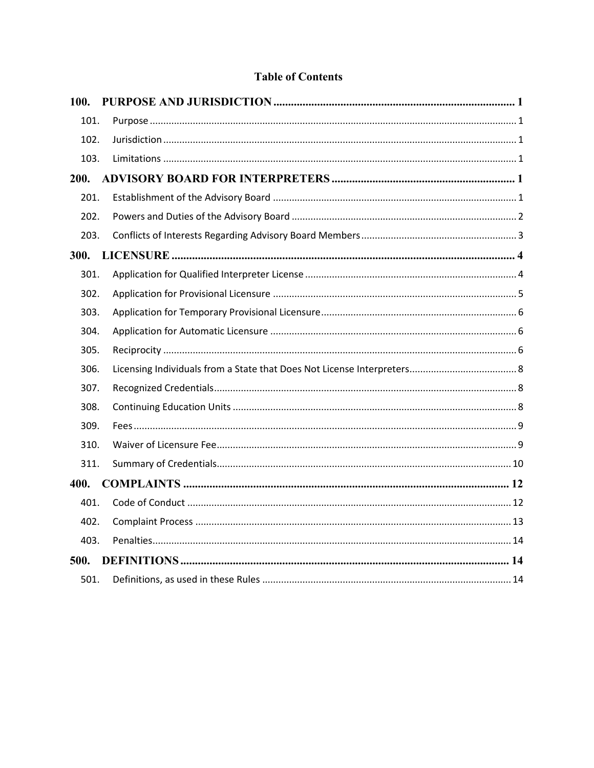# Table of Contents

**100. PURPOSE AND JURISDICTION ..... 1**

- 101. Purpose ..... 1
- 102. Jurisdiction ..... 1
- 103. Limitations ..... 1

**200. ADVISORY BOARD FOR INTERPRETERS ..... 1**

- 201. Establishment of the Advisory Board ..... 1
- 202. Powers and Duties of the Advisory Board ..... 2
- 203. Conflicts of Interests Regarding Advisory Board Members ..... 3

**300. LICENSURE ..... 4**

- 301. Application for Qualified Interpreter License ..... 4
- 302. Application for Provisional Licensure ..... 5
- 303. Application for Temporary Provisional Licensure ..... 6
- 304. Application for Automatic Licensure ..... 6
- 305. Reciprocity ..... 6
- 306. Licensing Individuals from a State that Does Not License Interpreters ..... 8
- 307. Recognized Credentials ..... 8
- 308. Continuing Education Units ..... 8
- 309. Fees ..... 9
- 310. Waiver of Licensure Fee ..... 9
- 311. Summary of Credentials ..... 10

**400. COMPLAINTS ..... 12**

- 401. Code of Conduct ..... 12
- 402. Complaint Process ..... 13
- 403. Penalties ..... 14

**500. DEFINITIONS ..... 14**

- 501. Definitions, as used in these Rules ..... 14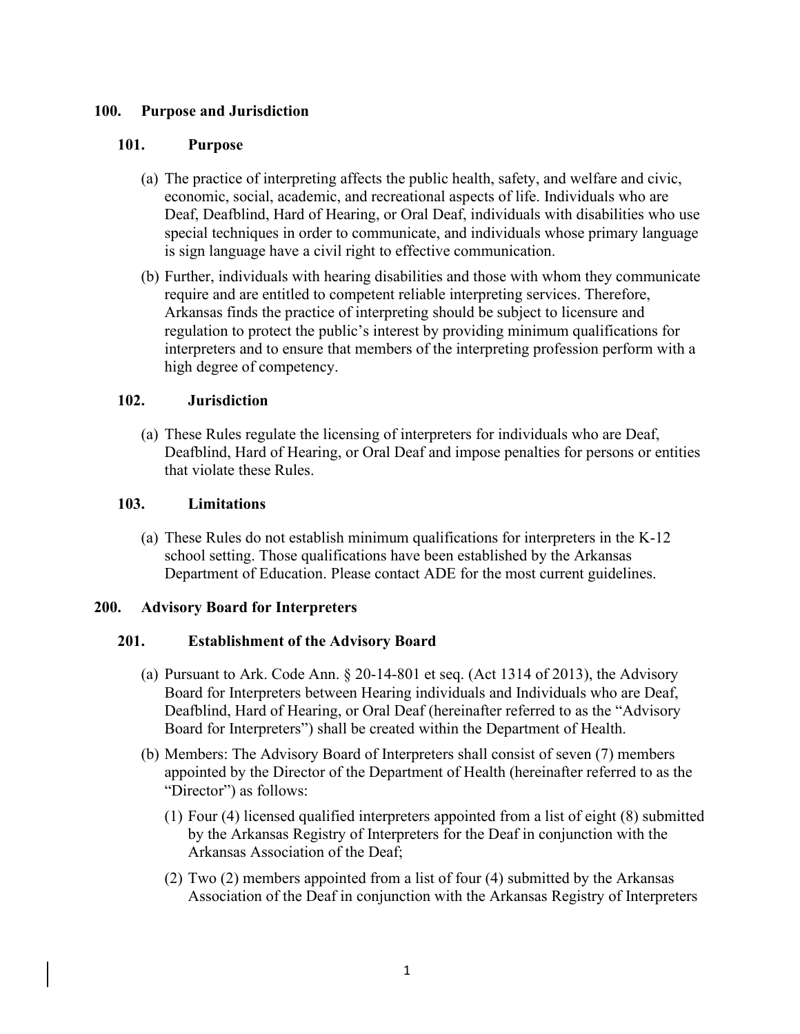## 100. Purpose and Jurisdiction

### 101. Purpose

(a) The practice of interpreting affects the public health, safety, and welfare and civic, economic, social, academic, and recreational aspects of life. Individuals who are Deaf, Deafblind, Hard of Hearing, or Oral Deaf, individuals with disabilities who use special techniques in order to communicate, and individuals whose primary language is sign language have a civil right to effective communication.

(b) Further, individuals with hearing disabilities and those with whom they communicate require and are entitled to competent reliable interpreting services. Therefore, Arkansas finds the practice of interpreting should be subject to licensure and regulation to protect the public's interest by providing minimum qualifications for interpreters and to ensure that members of the interpreting profession perform with a high degree of competency.

### 102. Jurisdiction

(a) These Rules regulate the licensing of interpreters for individuals who are Deaf, Deafblind, Hard of Hearing, or Oral Deaf and impose penalties for persons or entities that violate these Rules.

### 103. Limitations

(a) These Rules do not establish minimum qualifications for interpreters in the K-12 school setting. Those qualifications have been established by the Arkansas Department of Education. Please contact ADE for the most current guidelines.

## 200. Advisory Board for Interpreters

### 201. Establishment of the Advisory Board

(a) Pursuant to Ark. Code Ann. § 20-14-801 et seq. (Act 1314 of 2013), the Advisory Board for Interpreters between Hearing individuals and Individuals who are Deaf, Deafblind, Hard of Hearing, or Oral Deaf (hereinafter referred to as the "Advisory Board for Interpreters") shall be created within the Department of Health.

(b) Members: The Advisory Board of Interpreters shall consist of seven (7) members appointed by the Director of the Department of Health (hereinafter referred to as the "Director") as follows:

(1) Four (4) licensed qualified interpreters appointed from a list of eight (8) submitted by the Arkansas Registry of Interpreters for the Deaf in conjunction with the Arkansas Association of the Deaf;

(2) Two (2) members appointed from a list of four (4) submitted by the Arkansas Association of the Deaf in conjunction with the Arkansas Registry of Interpreters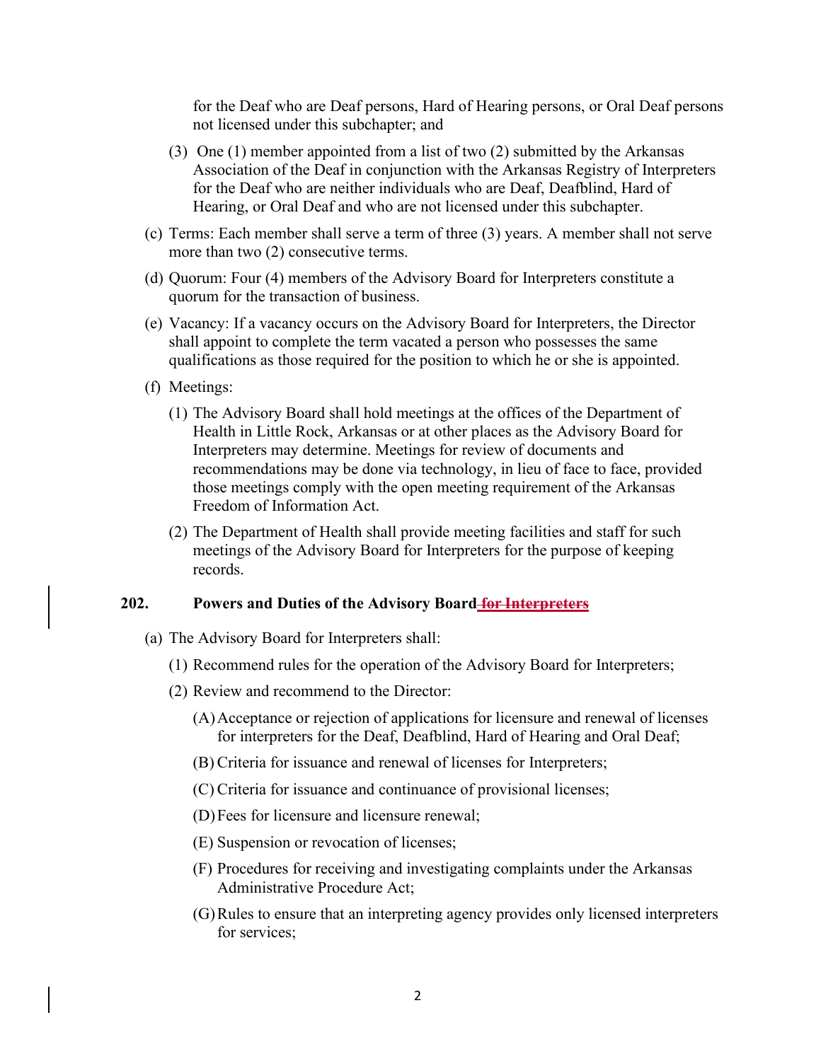for the Deaf who are Deaf persons, Hard of Hearing persons, or Oral Deaf persons not licensed under this subchapter; and

(3) One (1) member appointed from a list of two (2) submitted by the Arkansas Association of the Deaf in conjunction with the Arkansas Registry of Interpreters for the Deaf who are neither individuals who are Deaf, Deafblind, Hard of Hearing, or Oral Deaf and who are not licensed under this subchapter.

(c) Terms: Each member shall serve a term of three (3) years. A member shall not serve more than two (2) consecutive terms.

(d) Quorum: Four (4) members of the Advisory Board for Interpreters constitute a quorum for the transaction of business.

(e) Vacancy: If a vacancy occurs on the Advisory Board for Interpreters, the Director shall appoint to complete the term vacated a person who possesses the same qualifications as those required for the position to which he or she is appointed.

(f) Meetings:

(1) The Advisory Board shall hold meetings at the offices of the Department of Health in Little Rock, Arkansas or at other places as the Advisory Board for Interpreters may determine. Meetings for review of documents and recommendations may be done via technology, in lieu of face to face, provided those meetings comply with the open meeting requirement of the Arkansas Freedom of Information Act.

(2) The Department of Health shall provide meeting facilities and staff for such meetings of the Advisory Board for Interpreters for the purpose of keeping records.

## 202. Powers and Duties of the Advisory Board ~~for Interpreters~~

(a) The Advisory Board for Interpreters shall:

(1) Recommend rules for the operation of the Advisory Board for Interpreters;

(2) Review and recommend to the Director:

(A) Acceptance or rejection of applications for licensure and renewal of licenses for interpreters for the Deaf, Deafblind, Hard of Hearing and Oral Deaf;

(B) Criteria for issuance and renewal of licenses for Interpreters;

(C) Criteria for issuance and continuance of provisional licenses;

(D) Fees for licensure and licensure renewal;

(E) Suspension or revocation of licenses;

(F) Procedures for receiving and investigating complaints under the Arkansas Administrative Procedure Act;

(G) Rules to ensure that an interpreting agency provides only licensed interpreters for services;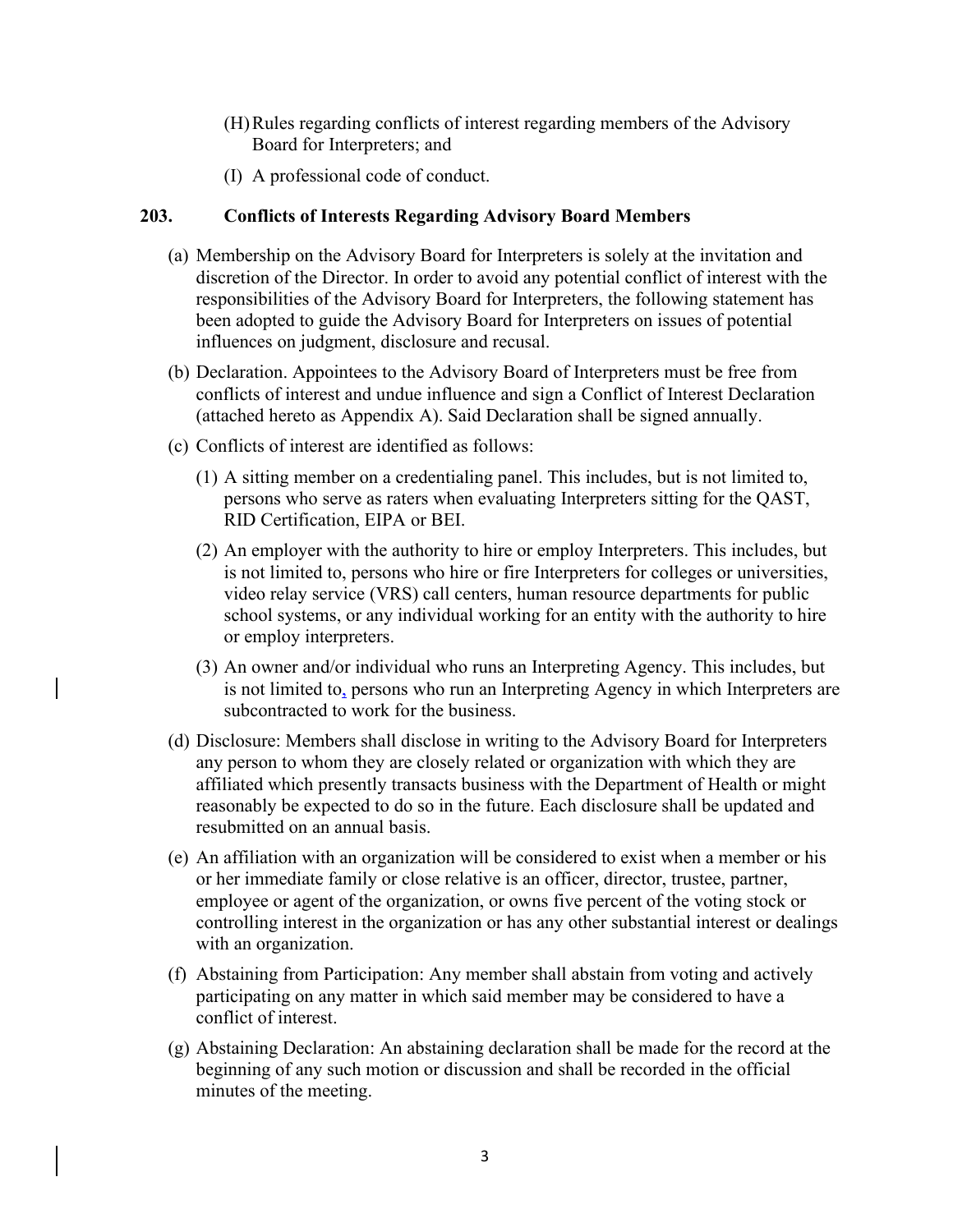(H) Rules regarding conflicts of interest regarding members of the Advisory Board for Interpreters; and

(I) A professional code of conduct.

### 203. Conflicts of Interests Regarding Advisory Board Members

(a) Membership on the Advisory Board for Interpreters is solely at the invitation and discretion of the Director. In order to avoid any potential conflict of interest with the responsibilities of the Advisory Board for Interpreters, the following statement has been adopted to guide the Advisory Board for Interpreters on issues of potential influences on judgment, disclosure and recusal.

(b) Declaration. Appointees to the Advisory Board of Interpreters must be free from conflicts of interest and undue influence and sign a Conflict of Interest Declaration (attached hereto as Appendix A). Said Declaration shall be signed annually.

(c) Conflicts of interest are identified as follows:

(1) A sitting member on a credentialing panel. This includes, but is not limited to, persons who serve as raters when evaluating Interpreters sitting for the QAST, RID Certification, EIPA or BEI.

(2) An employer with the authority to hire or employ Interpreters. This includes, but is not limited to, persons who hire or fire Interpreters for colleges or universities, video relay service (VRS) call centers, human resource departments for public school systems, or any individual working for an entity with the authority to hire or employ interpreters.

(3) An owner and/or individual who runs an Interpreting Agency. This includes, but is not limited to, persons who run an Interpreting Agency in which Interpreters are subcontracted to work for the business.

(d) Disclosure: Members shall disclose in writing to the Advisory Board for Interpreters any person to whom they are closely related or organization with which they are affiliated which presently transacts business with the Department of Health or might reasonably be expected to do so in the future. Each disclosure shall be updated and resubmitted on an annual basis.

(e) An affiliation with an organization will be considered to exist when a member or his or her immediate family or close relative is an officer, director, trustee, partner, employee or agent of the organization, or owns five percent of the voting stock or controlling interest in the organization or has any other substantial interest or dealings with an organization.

(f) Abstaining from Participation: Any member shall abstain from voting and actively participating on any matter in which said member may be considered to have a conflict of interest.

(g) Abstaining Declaration: An abstaining declaration shall be made for the record at the beginning of any such motion or discussion and shall be recorded in the official minutes of the meeting.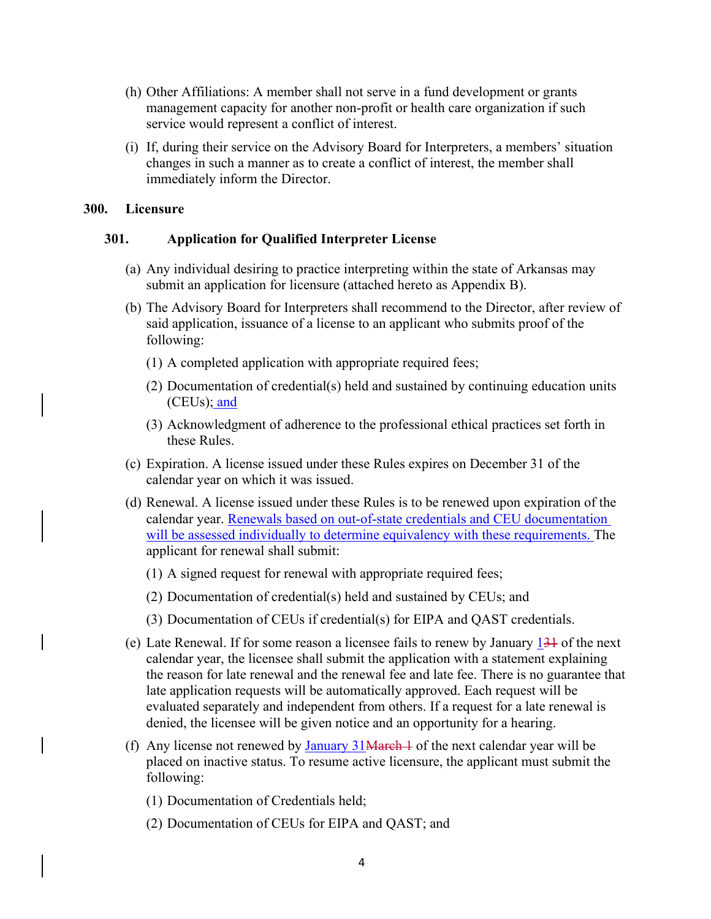(h) Other Affiliations: A member shall not serve in a fund development or grants management capacity for another non-profit or health care organization if such service would represent a conflict of interest.

(i) If, during their service on the Advisory Board for Interpreters, a members' situation changes in such a manner as to create a conflict of interest, the member shall immediately inform the Director.

## 300. Licensure

### 301. Application for Qualified Interpreter License

(a) Any individual desiring to practice interpreting within the state of Arkansas may submit an application for licensure (attached hereto as Appendix B).

(b) The Advisory Board for Interpreters shall recommend to the Director, after review of said application, issuance of a license to an applicant who submits proof of the following:

(1) A completed application with appropriate required fees;

(2) Documentation of credential(s) held and sustained by continuing education units (CEUs); and

(3) Acknowledgment of adherence to the professional ethical practices set forth in these Rules.

(c) Expiration. A license issued under these Rules expires on December 31 of the calendar year on which it was issued.

(d) Renewal. A license issued under these Rules is to be renewed upon expiration of the calendar year. Renewals based on out-of-state credentials and CEU documentation will be assessed individually to determine equivalency with these requirements. The applicant for renewal shall submit:

(1) A signed request for renewal with appropriate required fees;

(2) Documentation of credential(s) held and sustained by CEUs; and

(3) Documentation of CEUs if credential(s) for EIPA and QAST credentials.

(e) Late Renewal. If for some reason a licensee fails to renew by January ~~31~~ 1 of the next calendar year, the licensee shall submit the application with a statement explaining the reason for late renewal and the renewal fee and late fee. There is no guarantee that late application requests will be automatically approved. Each request will be evaluated separately and independent from others. If a request for a late renewal is denied, the licensee will be given notice and an opportunity for a hearing.

(f) Any license not renewed by January 31 ~~March 1~~ of the next calendar year will be placed on inactive status. To resume active licensure, the applicant must submit the following:

(1) Documentation of Credentials held;

(2) Documentation of CEUs for EIPA and QAST; and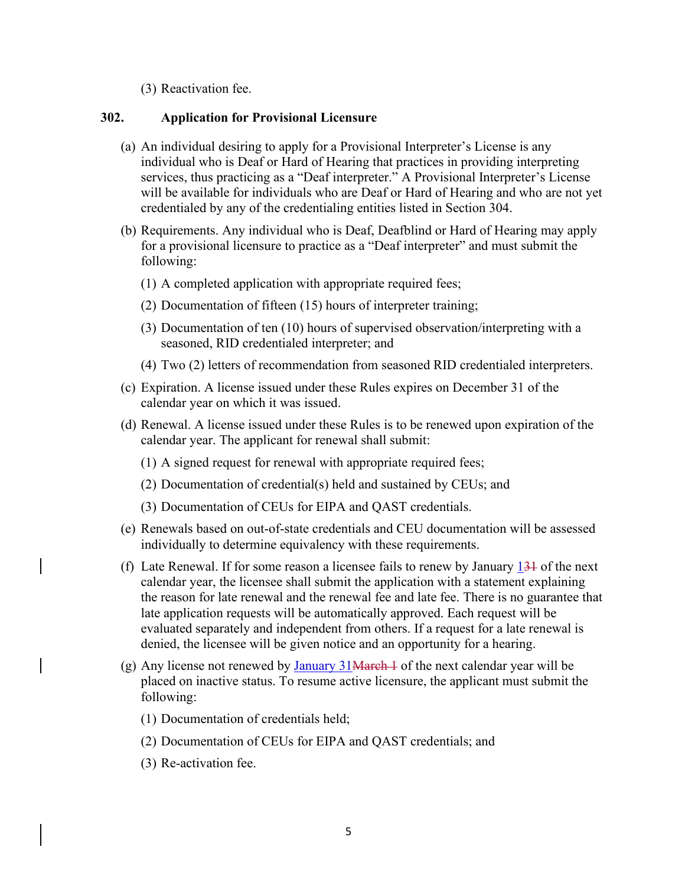(3) Reactivation fee.

## 302. Application for Provisional Licensure

(a) An individual desiring to apply for a Provisional Interpreter's License is any individual who is Deaf or Hard of Hearing that practices in providing interpreting services, thus practicing as a "Deaf interpreter." A Provisional Interpreter's License will be available for individuals who are Deaf or Hard of Hearing and who are not yet credentialed by any of the credentialing entities listed in Section 304.

(b) Requirements. Any individual who is Deaf, Deafblind or Hard of Hearing may apply for a provisional licensure to practice as a "Deaf interpreter" and must submit the following:

(1) A completed application with appropriate required fees;

(2) Documentation of fifteen (15) hours of interpreter training;

(3) Documentation of ten (10) hours of supervised observation/interpreting with a seasoned, RID credentialed interpreter; and

(4) Two (2) letters of recommendation from seasoned RID credentialed interpreters.

(c) Expiration. A license issued under these Rules expires on December 31 of the calendar year on which it was issued.

(d) Renewal. A license issued under these Rules is to be renewed upon expiration of the calendar year. The applicant for renewal shall submit:

(1) A signed request for renewal with appropriate required fees;

(2) Documentation of credential(s) held and sustained by CEUs; and

(3) Documentation of CEUs for EIPA and QAST credentials.

(e) Renewals based on out-of-state credentials and CEU documentation will be assessed individually to determine equivalency with these requirements.

(f) Late Renewal. If for some reason a licensee fails to renew by January 1~~31~~ of the next calendar year, the licensee shall submit the application with a statement explaining the reason for late renewal and the renewal fee and late fee. There is no guarantee that late application requests will be automatically approved. Each request will be evaluated separately and independent from others. If a request for a late renewal is denied, the licensee will be given notice and an opportunity for a hearing.

(g) Any license not renewed by January 31~~March 1~~ of the next calendar year will be placed on inactive status. To resume active licensure, the applicant must submit the following:

(1) Documentation of credentials held;

(2) Documentation of CEUs for EIPA and QAST credentials; and

(3) Re-activation fee.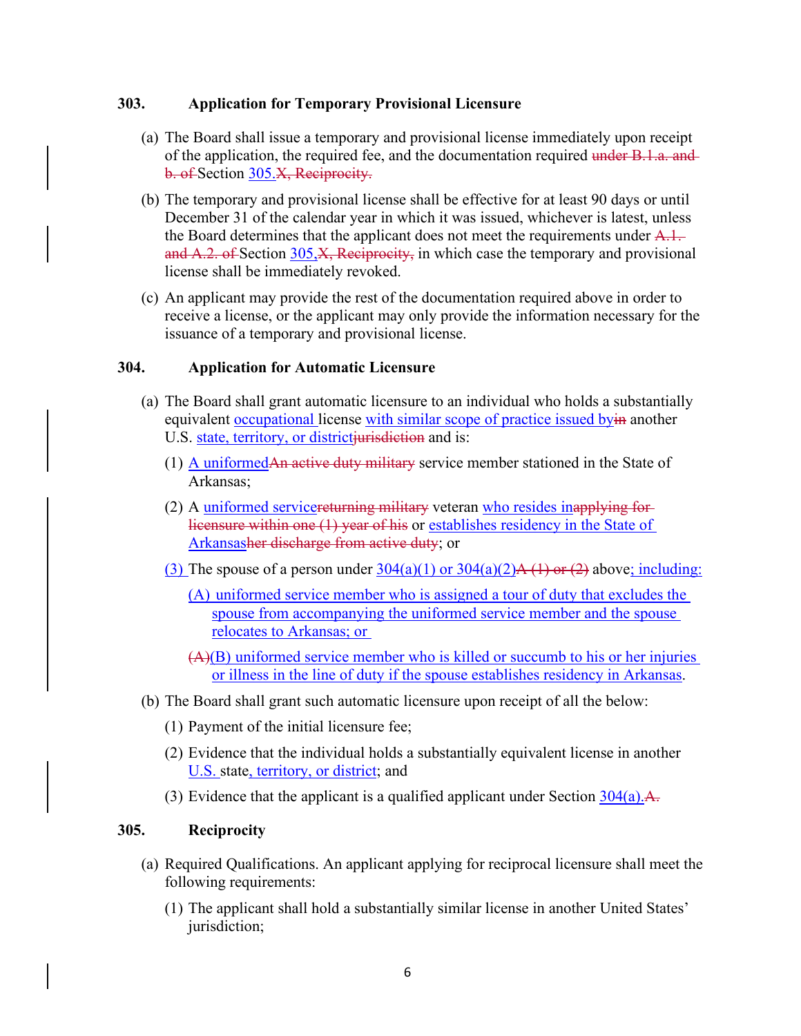### 303. Application for Temporary Provisional Licensure

(a) The Board shall issue a temporary and provisional license immediately upon receipt of the application, the required fee, and the documentation required ~~under B.1.a. and b. of~~ Section 305.~~X, Reciprocity.~~

(b) The temporary and provisional license shall be effective for at least 90 days or until December 31 of the calendar year in which it was issued, whichever is latest, unless the Board determines that the applicant does not meet the requirements under ~~A.1. and A.2. of~~ Section 305,~~X, Reciprocity,~~ in which case the temporary and provisional license shall be immediately revoked.

(c) An applicant may provide the rest of the documentation required above in order to receive a license, or the applicant may only provide the information necessary for the issuance of a temporary and provisional license.

### 304. Application for Automatic Licensure

(a) The Board shall grant automatic licensure to an individual who holds a substantially equivalent occupational license with similar scope of practice issued by~~in~~ another U.S. state, territory, or district~~jurisdiction~~ and is:

(1) A uniformed~~An active duty military~~ service member stationed in the State of Arkansas;

(2) A uniformed service~~returning military~~ veteran who resides in~~applying for licensure within one (1) year of his~~ or establishes residency in the State of Arkansas~~her discharge from active duty~~; or

(3) The spouse of a person under 304(a)(1) or 304(a)(2)~~A (1) or (2)~~ above; including:

(A) uniformed service member who is assigned a tour of duty that excludes the spouse from accompanying the uniformed service member and the spouse relocates to Arkansas; or

~~(A)~~(B) uniformed service member who is killed or succumb to his or her injuries or illness in the line of duty if the spouse establishes residency in Arkansas.

(b) The Board shall grant such automatic licensure upon receipt of all the below:

(1) Payment of the initial licensure fee;

(2) Evidence that the individual holds a substantially equivalent license in another U.S. state, territory, or district; and

(3) Evidence that the applicant is a qualified applicant under Section 304(a).~~A.~~

### 305. Reciprocity

(a) Required Qualifications. An applicant applying for reciprocal licensure shall meet the following requirements:

(1) The applicant shall hold a substantially similar license in another United States' jurisdiction;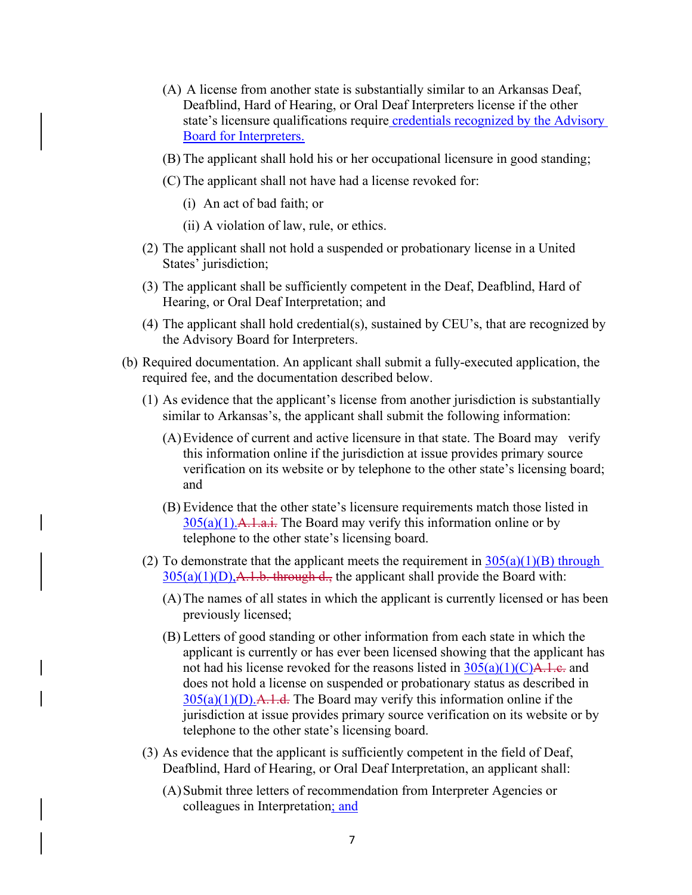(A) A license from another state is substantially similar to an Arkansas Deaf, Deafblind, Hard of Hearing, or Oral Deaf Interpreters license if the other state's licensure qualifications require credentials recognized by the Advisory Board for Interpreters.

(B) The applicant shall hold his or her occupational licensure in good standing;

(C) The applicant shall not have had a license revoked for:

(i) An act of bad faith; or

(ii) A violation of law, rule, or ethics.

(2) The applicant shall not hold a suspended or probationary license in a United States' jurisdiction;

(3) The applicant shall be sufficiently competent in the Deaf, Deafblind, Hard of Hearing, or Oral Deaf Interpretation; and

(4) The applicant shall hold credential(s), sustained by CEU's, that are recognized by the Advisory Board for Interpreters.

(b) Required documentation. An applicant shall submit a fully-executed application, the required fee, and the documentation described below.

(1) As evidence that the applicant's license from another jurisdiction is substantially similar to Arkansas's, the applicant shall submit the following information:

(A) Evidence of current and active licensure in that state. The Board may verify this information online if the jurisdiction at issue provides primary source verification on its website or by telephone to the other state's licensing board; and

(B) Evidence that the other state's licensure requirements match those listed in 305(a)(1).~~A.1.a.i.~~ The Board may verify this information online or by telephone to the other state's licensing board.

(2) To demonstrate that the applicant meets the requirement in 305(a)(1)(B) through 305(a)(1)(D),~~A.1.b. through d.,~~ the applicant shall provide the Board with:

(A) The names of all states in which the applicant is currently licensed or has been previously licensed;

(B) Letters of good standing or other information from each state in which the applicant is currently or has ever been licensed showing that the applicant has not had his license revoked for the reasons listed in 305(a)(1)(C)~~A.1.c.~~ and does not hold a license on suspended or probationary status as described in 305(a)(1)(D).~~A.1.d.~~ The Board may verify this information online if the jurisdiction at issue provides primary source verification on its website or by telephone to the other state's licensing board.

(3) As evidence that the applicant is sufficiently competent in the field of Deaf, Deafblind, Hard of Hearing, or Oral Deaf Interpretation, an applicant shall:

(A) Submit three letters of recommendation from Interpreter Agencies or colleagues in Interpretation; and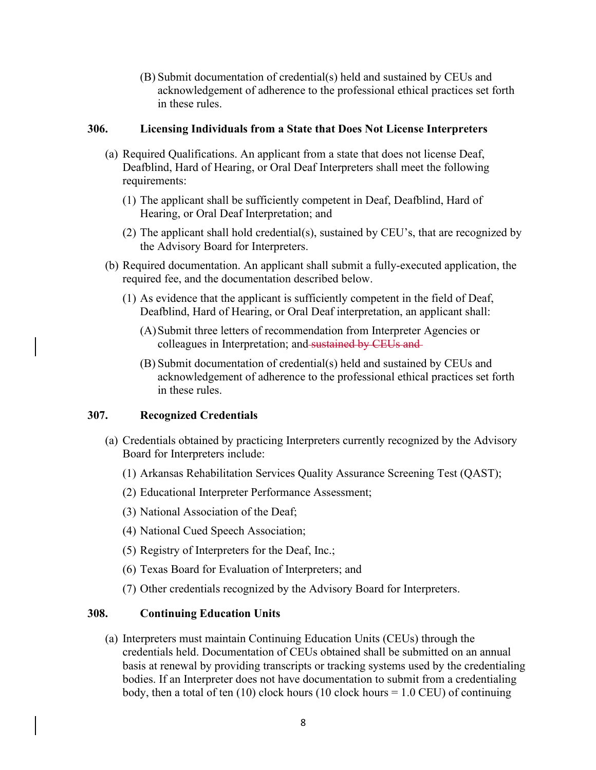(B) Submit documentation of credential(s) held and sustained by CEUs and acknowledgement of adherence to the professional ethical practices set forth in these rules.

### 306. Licensing Individuals from a State that Does Not License Interpreters

(a) Required Qualifications. An applicant from a state that does not license Deaf, Deafblind, Hard of Hearing, or Oral Deaf Interpreters shall meet the following requirements:

(1) The applicant shall be sufficiently competent in Deaf, Deafblind, Hard of Hearing, or Oral Deaf Interpretation; and

(2) The applicant shall hold credential(s), sustained by CEU's, that are recognized by the Advisory Board for Interpreters.

(b) Required documentation. An applicant shall submit a fully-executed application, the required fee, and the documentation described below.

(1) As evidence that the applicant is sufficiently competent in the field of Deaf, Deafblind, Hard of Hearing, or Oral Deaf interpretation, an applicant shall:

(A) Submit three letters of recommendation from Interpreter Agencies or colleagues in Interpretation; and ~~sustained by CEUs and~~

(B) Submit documentation of credential(s) held and sustained by CEUs and acknowledgement of adherence to the professional ethical practices set forth in these rules.

### 307. Recognized Credentials

(a) Credentials obtained by practicing Interpreters currently recognized by the Advisory Board for Interpreters include:

(1) Arkansas Rehabilitation Services Quality Assurance Screening Test (QAST);

(2) Educational Interpreter Performance Assessment;

(3) National Association of the Deaf;

(4) National Cued Speech Association;

(5) Registry of Interpreters for the Deaf, Inc.;

(6) Texas Board for Evaluation of Interpreters; and

(7) Other credentials recognized by the Advisory Board for Interpreters.

### 308. Continuing Education Units

(a) Interpreters must maintain Continuing Education Units (CEUs) through the credentials held. Documentation of CEUs obtained shall be submitted on an annual basis at renewal by providing transcripts or tracking systems used by the credentialing bodies. If an Interpreter does not have documentation to submit from a credentialing body, then a total of ten (10) clock hours (10 clock hours = 1.0 CEU) of continuing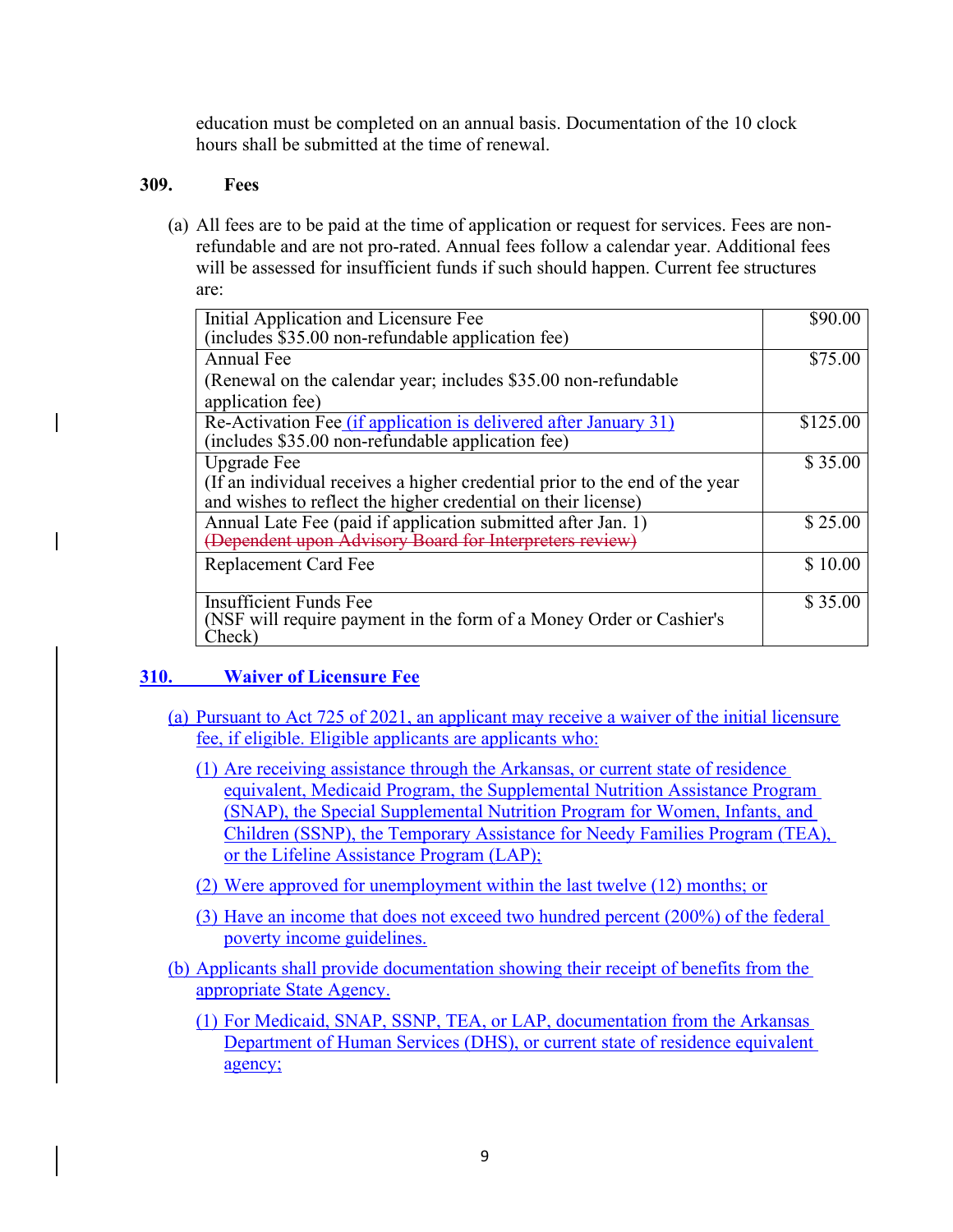education must be completed on an annual basis. Documentation of the 10 clock hours shall be submitted at the time of renewal.

### 309. Fees

(a) All fees are to be paid at the time of application or request for services. Fees are non-refundable and are not pro-rated. Annual fees follow a calendar year. Additional fees will be assessed for insufficient funds if such should happen. Current fee structures are:

| Fee | Amount |
|---|---|
| Initial Application and Licensure Fee (includes $35.00 non-refundable application fee) | $90.00 |
| Annual Fee (Renewal on the calendar year; includes $35.00 non-refundable application fee) | $75.00 |
| Re-Activation Fee (if application is delivered after January 31) (includes $35.00 non-refundable application fee) | $125.00 |
| Upgrade Fee (If an individual receives a higher credential prior to the end of the year and wishes to reflect the higher credential on their license) | $ 35.00 |
| Annual Late Fee (paid if application submitted after Jan. 1) ~~(Dependent upon Advisory Board for Interpreters review)~~ | $ 25.00 |
| Replacement Card Fee | $ 10.00 |
| Insufficient Funds Fee (NSF will require payment in the form of a Money Order or Cashier's Check) | $ 35.00 |

### 310. Waiver of Licensure Fee

(a) Pursuant to Act 725 of 2021, an applicant may receive a waiver of the initial licensure fee, if eligible. Eligible applicants are applicants who:

(1) Are receiving assistance through the Arkansas, or current state of residence equivalent, Medicaid Program, the Supplemental Nutrition Assistance Program (SNAP), the Special Supplemental Nutrition Program for Women, Infants, and Children (SSNP), the Temporary Assistance for Needy Families Program (TEA), or the Lifeline Assistance Program (LAP);

(2) Were approved for unemployment within the last twelve (12) months; or

(3) Have an income that does not exceed two hundred percent (200%) of the federal poverty income guidelines.

(b) Applicants shall provide documentation showing their receipt of benefits from the appropriate State Agency.

(1) For Medicaid, SNAP, SSNP, TEA, or LAP, documentation from the Arkansas Department of Human Services (DHS), or current state of residence equivalent agency;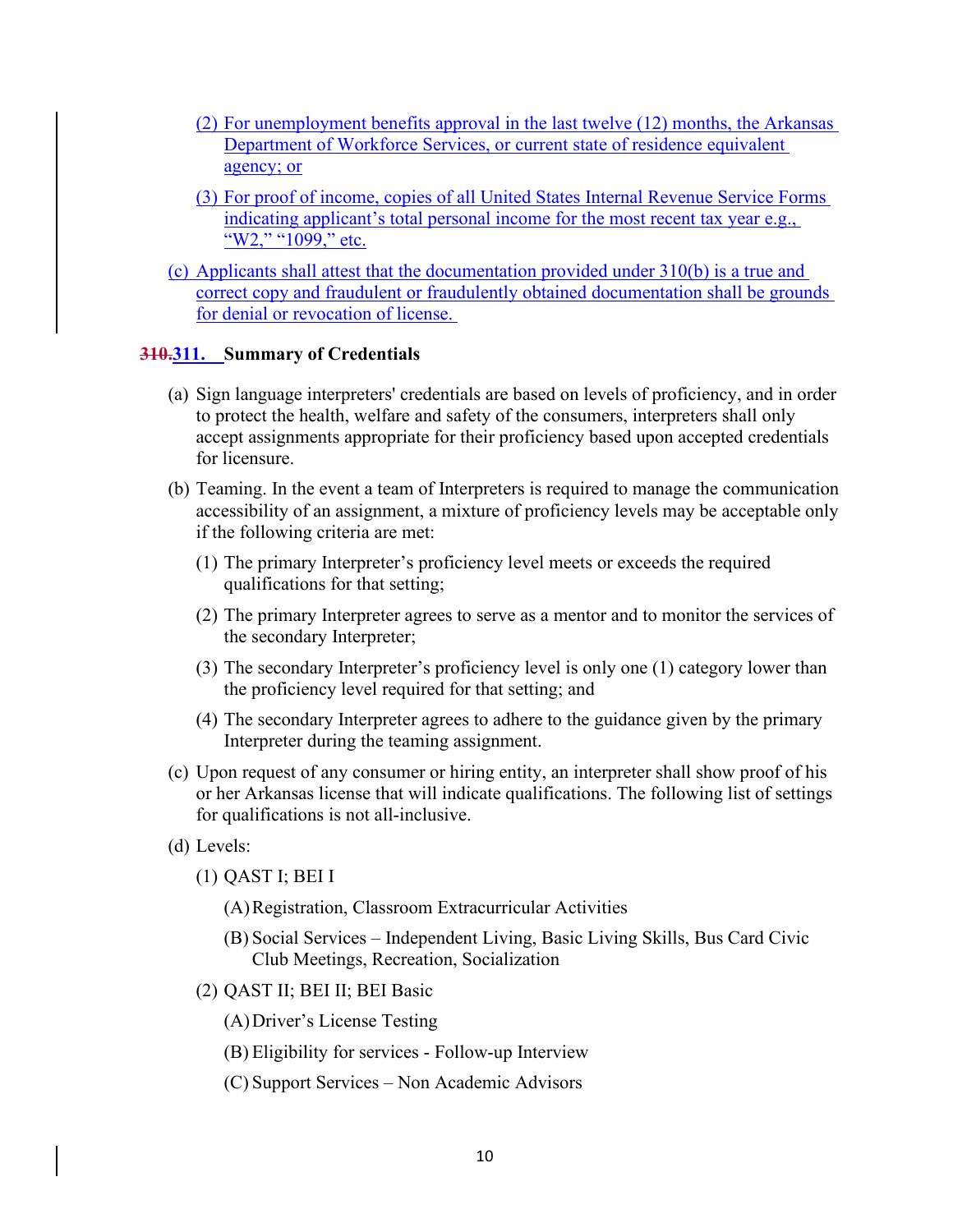(2) For unemployment benefits approval in the last twelve (12) months, the Arkansas Department of Workforce Services, or current state of residence equivalent agency; or

(3) For proof of income, copies of all United States Internal Revenue Service Forms indicating applicant's total personal income for the most recent tax year e.g., "W2," "1099," etc.

(c) Applicants shall attest that the documentation provided under 310(b) is a true and correct copy and fraudulent or fraudulently obtained documentation shall be grounds for denial or revocation of license.

### ~~310.~~311. Summary of Credentials

(a) Sign language interpreters' credentials are based on levels of proficiency, and in order to protect the health, welfare and safety of the consumers, interpreters shall only accept assignments appropriate for their proficiency based upon accepted credentials for licensure.

(b) Teaming. In the event a team of Interpreters is required to manage the communication accessibility of an assignment, a mixture of proficiency levels may be acceptable only if the following criteria are met:

(1) The primary Interpreter's proficiency level meets or exceeds the required qualifications for that setting;

(2) The primary Interpreter agrees to serve as a mentor and to monitor the services of the secondary Interpreter;

(3) The secondary Interpreter's proficiency level is only one (1) category lower than the proficiency level required for that setting; and

(4) The secondary Interpreter agrees to adhere to the guidance given by the primary Interpreter during the teaming assignment.

(c) Upon request of any consumer or hiring entity, an interpreter shall show proof of his or her Arkansas license that will indicate qualifications. The following list of settings for qualifications is not all-inclusive.

(d) Levels:

(1) QAST I; BEI I

(A) Registration, Classroom Extracurricular Activities

(B) Social Services – Independent Living, Basic Living Skills, Bus Card Civic Club Meetings, Recreation, Socialization

(2) QAST II; BEI II; BEI Basic

(A) Driver's License Testing

(B) Eligibility for services - Follow-up Interview

(C) Support Services – Non Academic Advisors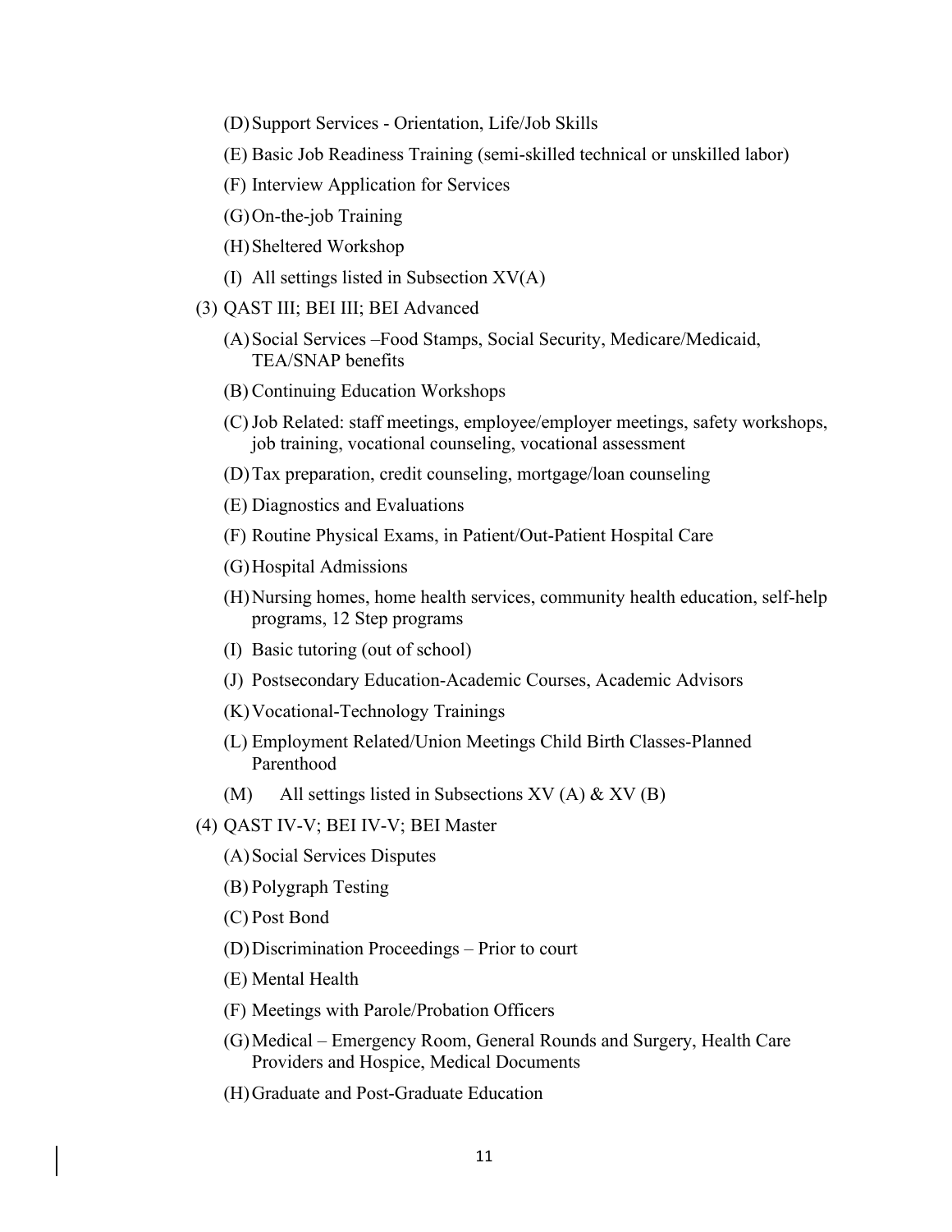(D) Support Services - Orientation, Life/Job Skills

(E) Basic Job Readiness Training (semi-skilled technical or unskilled labor)

(F) Interview Application for Services

(G) On-the-job Training

(H) Sheltered Workshop

(I) All settings listed in Subsection XV(A)

(3) QAST III; BEI III; BEI Advanced

(A) Social Services –Food Stamps, Social Security, Medicare/Medicaid, TEA/SNAP benefits

(B) Continuing Education Workshops

(C) Job Related: staff meetings, employee/employer meetings, safety workshops, job training, vocational counseling, vocational assessment

(D) Tax preparation, credit counseling, mortgage/loan counseling

(E) Diagnostics and Evaluations

(F) Routine Physical Exams, in Patient/Out-Patient Hospital Care

(G) Hospital Admissions

(H) Nursing homes, home health services, community health education, self-help programs, 12 Step programs

(I) Basic tutoring (out of school)

(J) Postsecondary Education-Academic Courses, Academic Advisors

(K) Vocational-Technology Trainings

(L) Employment Related/Union Meetings Child Birth Classes-Planned Parenthood

(M) All settings listed in Subsections XV (A) & XV (B)

(4) QAST IV-V; BEI IV-V; BEI Master

(A) Social Services Disputes

(B) Polygraph Testing

(C) Post Bond

(D) Discrimination Proceedings – Prior to court

(E) Mental Health

(F) Meetings with Parole/Probation Officers

(G) Medical – Emergency Room, General Rounds and Surgery, Health Care Providers and Hospice, Medical Documents

(H) Graduate and Post-Graduate Education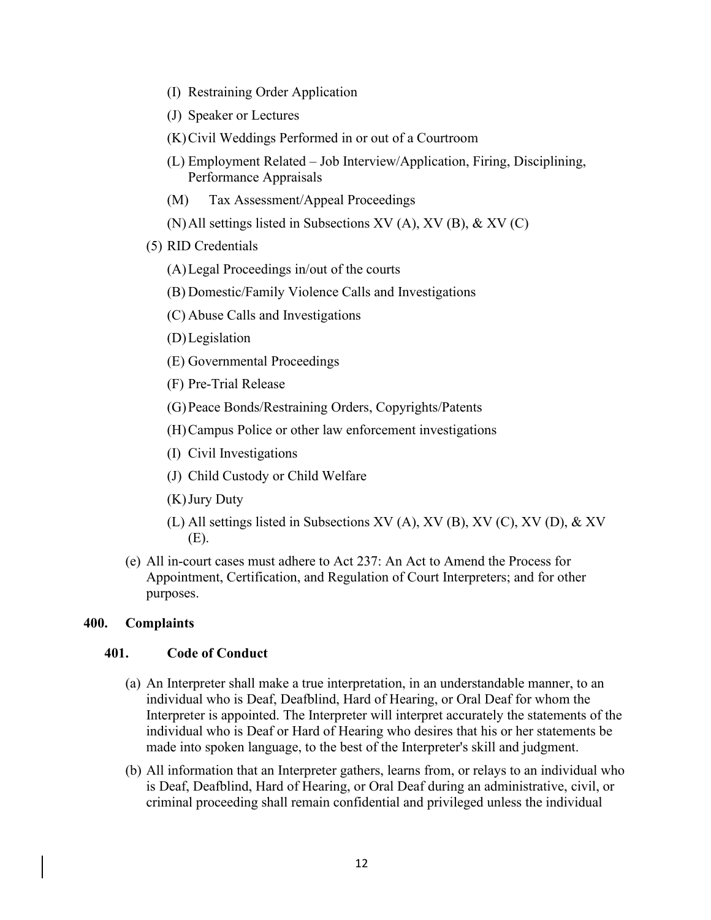- (I) Restraining Order Application
- (J) Speaker or Lectures
- (K) Civil Weddings Performed in or out of a Courtroom
- (L) Employment Related – Job Interview/Application, Firing, Disciplining, Performance Appraisals
- (M) Tax Assessment/Appeal Proceedings
- (N) All settings listed in Subsections XV (A), XV (B), & XV (C)

(5) RID Credentials

- (A) Legal Proceedings in/out of the courts
- (B) Domestic/Family Violence Calls and Investigations
- (C) Abuse Calls and Investigations
- (D) Legislation
- (E) Governmental Proceedings
- (F) Pre-Trial Release
- (G) Peace Bonds/Restraining Orders, Copyrights/Patents
- (H) Campus Police or other law enforcement investigations
- (I) Civil Investigations
- (J) Child Custody or Child Welfare
- (K) Jury Duty
- (L) All settings listed in Subsections XV (A), XV (B), XV (C), XV (D), & XV (E).

(e) All in-court cases must adhere to Act 237: An Act to Amend the Process for Appointment, Certification, and Regulation of Court Interpreters; and for other purposes.

## 400. Complaints

### 401. Code of Conduct

(a) An Interpreter shall make a true interpretation, in an understandable manner, to an individual who is Deaf, Deafblind, Hard of Hearing, or Oral Deaf for whom the Interpreter is appointed. The Interpreter will interpret accurately the statements of the individual who is Deaf or Hard of Hearing who desires that his or her statements be made into spoken language, to the best of the Interpreter's skill and judgment.

(b) All information that an Interpreter gathers, learns from, or relays to an individual who is Deaf, Deafblind, Hard of Hearing, or Oral Deaf during an administrative, civil, or criminal proceeding shall remain confidential and privileged unless the individual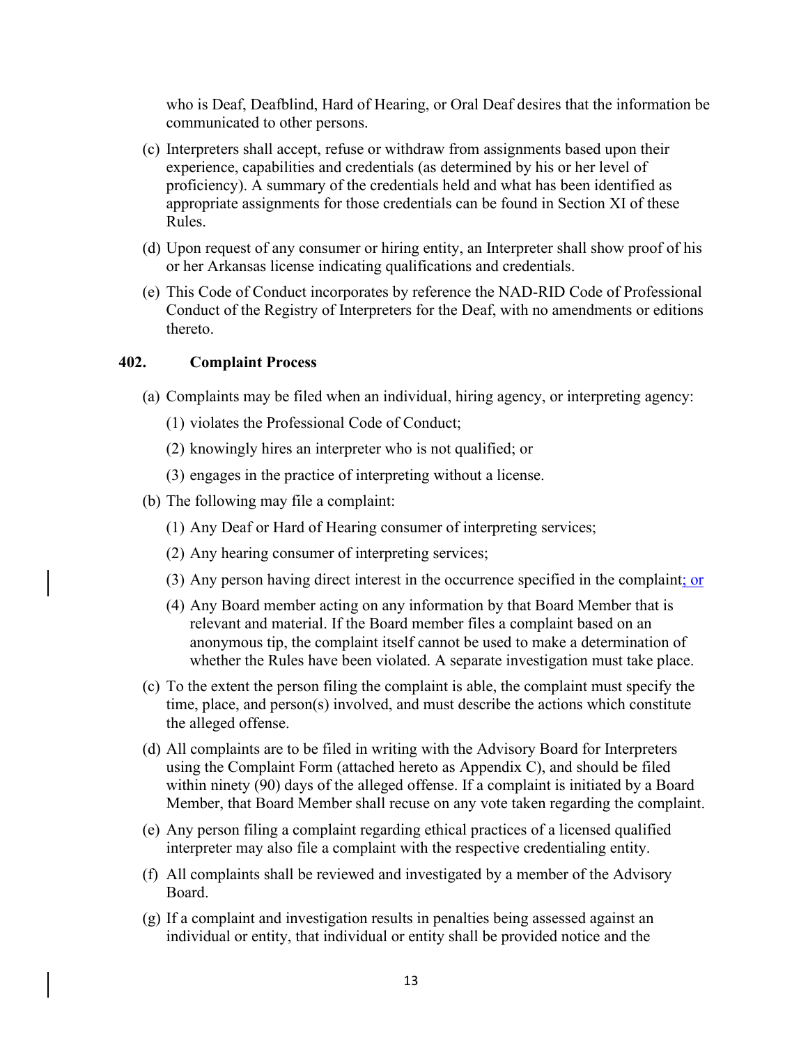who is Deaf, Deafblind, Hard of Hearing, or Oral Deaf desires that the information be communicated to other persons.

(c) Interpreters shall accept, refuse or withdraw from assignments based upon their experience, capabilities and credentials (as determined by his or her level of proficiency). A summary of the credentials held and what has been identified as appropriate assignments for those credentials can be found in Section XI of these Rules.

(d) Upon request of any consumer or hiring entity, an Interpreter shall show proof of his or her Arkansas license indicating qualifications and credentials.

(e) This Code of Conduct incorporates by reference the NAD-RID Code of Professional Conduct of the Registry of Interpreters for the Deaf, with no amendments or editions thereto.

**402. Complaint Process**

(a) Complaints may be filed when an individual, hiring agency, or interpreting agency:

(1) violates the Professional Code of Conduct;

(2) knowingly hires an interpreter who is not qualified; or

(3) engages in the practice of interpreting without a license.

(b) The following may file a complaint:

(1) Any Deaf or Hard of Hearing consumer of interpreting services;

(2) Any hearing consumer of interpreting services;

(3) Any person having direct interest in the occurrence specified in the complaint; or

(4) Any Board member acting on any information by that Board Member that is relevant and material. If the Board member files a complaint based on an anonymous tip, the complaint itself cannot be used to make a determination of whether the Rules have been violated. A separate investigation must take place.

(c) To the extent the person filing the complaint is able, the complaint must specify the time, place, and person(s) involved, and must describe the actions which constitute the alleged offense.

(d) All complaints are to be filed in writing with the Advisory Board for Interpreters using the Complaint Form (attached hereto as Appendix C), and should be filed within ninety (90) days of the alleged offense. If a complaint is initiated by a Board Member, that Board Member shall recuse on any vote taken regarding the complaint.

(e) Any person filing a complaint regarding ethical practices of a licensed qualified interpreter may also file a complaint with the respective credentialing entity.

(f) All complaints shall be reviewed and investigated by a member of the Advisory Board.

(g) If a complaint and investigation results in penalties being assessed against an individual or entity, that individual or entity shall be provided notice and the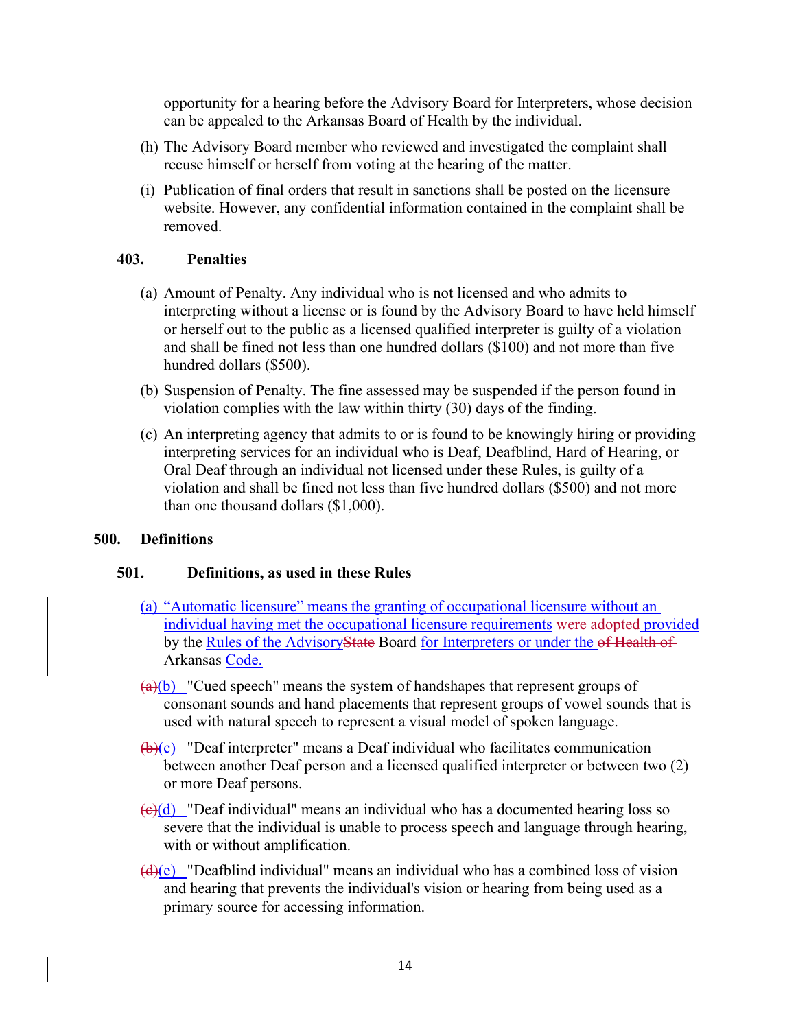opportunity for a hearing before the Advisory Board for Interpreters, whose decision can be appealed to the Arkansas Board of Health by the individual.

(h) The Advisory Board member who reviewed and investigated the complaint shall recuse himself or herself from voting at the hearing of the matter.

(i) Publication of final orders that result in sanctions shall be posted on the licensure website. However, any confidential information contained in the complaint shall be removed.

### 403. Penalties

(a) Amount of Penalty. Any individual who is not licensed and who admits to interpreting without a license or is found by the Advisory Board to have held himself or herself out to the public as a licensed qualified interpreter is guilty of a violation and shall be fined not less than one hundred dollars ($100) and not more than five hundred dollars ($500).

(b) Suspension of Penalty. The fine assessed may be suspended if the person found in violation complies with the law within thirty (30) days of the finding.

(c) An interpreting agency that admits to or is found to be knowingly hiring or providing interpreting services for an individual who is Deaf, Deafblind, Hard of Hearing, or Oral Deaf through an individual not licensed under these Rules, is guilty of a violation and shall be fined not less than five hundred dollars ($500) and not more than one thousand dollars ($1,000).

## 500. Definitions

### 501. Definitions, as used in these Rules

(a) "Automatic licensure" means the granting of occupational licensure without an individual having met the occupational licensure requirements ~~were adopted~~ provided by the Rules of the Advisory~~State~~ Board for Interpreters or under the ~~of Health of~~ Arkansas Code.

~~(a)~~(b) "Cued speech" means the system of handshapes that represent groups of consonant sounds and hand placements that represent groups of vowel sounds that is used with natural speech to represent a visual model of spoken language.

~~(b)~~(c) "Deaf interpreter" means a Deaf individual who facilitates communication between another Deaf person and a licensed qualified interpreter or between two (2) or more Deaf persons.

~~(c)~~(d) "Deaf individual" means an individual who has a documented hearing loss so severe that the individual is unable to process speech and language through hearing, with or without amplification.

~~(d)~~(e) "Deafblind individual" means an individual who has a combined loss of vision and hearing that prevents the individual's vision or hearing from being used as a primary source for accessing information.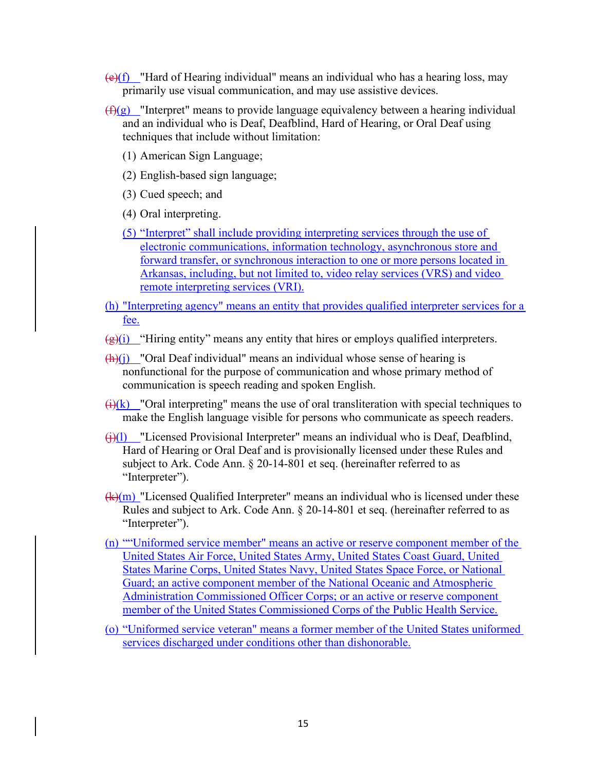~~(e)~~(f) "Hard of Hearing individual" means an individual who has a hearing loss, may primarily use visual communication, and may use assistive devices.

~~(f)~~(g) "Interpret" means to provide language equivalency between a hearing individual and an individual who is Deaf, Deafblind, Hard of Hearing, or Oral Deaf using techniques that include without limitation:

(1) American Sign Language;

(2) English-based sign language;

(3) Cued speech; and

(4) Oral interpreting.

(5) "Interpret" shall include providing interpreting services through the use of electronic communications, information technology, asynchronous store and forward transfer, or synchronous interaction to one or more persons located in Arkansas, including, but not limited to, video relay services (VRS) and video remote interpreting services (VRI).

(h) "Interpreting agency" means an entity that provides qualified interpreter services for a fee.

~~(g)~~(i) "Hiring entity" means any entity that hires or employs qualified interpreters.

~~(h)~~(j) "Oral Deaf individual" means an individual whose sense of hearing is nonfunctional for the purpose of communication and whose primary method of communication is speech reading and spoken English.

~~(i)~~(k) "Oral interpreting" means the use of oral transliteration with special techniques to make the English language visible for persons who communicate as speech readers.

~~(j)~~(l) "Licensed Provisional Interpreter" means an individual who is Deaf, Deafblind, Hard of Hearing or Oral Deaf and is provisionally licensed under these Rules and subject to Ark. Code Ann. § 20-14-801 et seq. (hereinafter referred to as "Interpreter").

~~(k)~~(m) "Licensed Qualified Interpreter" means an individual who is licensed under these Rules and subject to Ark. Code Ann. § 20-14-801 et seq. (hereinafter referred to as "Interpreter").

(n) ""Uniformed service member" means an active or reserve component member of the United States Air Force, United States Army, United States Coast Guard, United States Marine Corps, United States Navy, United States Space Force, or National Guard; an active component member of the National Oceanic and Atmospheric Administration Commissioned Officer Corps; or an active or reserve component member of the United States Commissioned Corps of the Public Health Service.

(o) "Uniformed service veteran" means a former member of the United States uniformed services discharged under conditions other than dishonorable.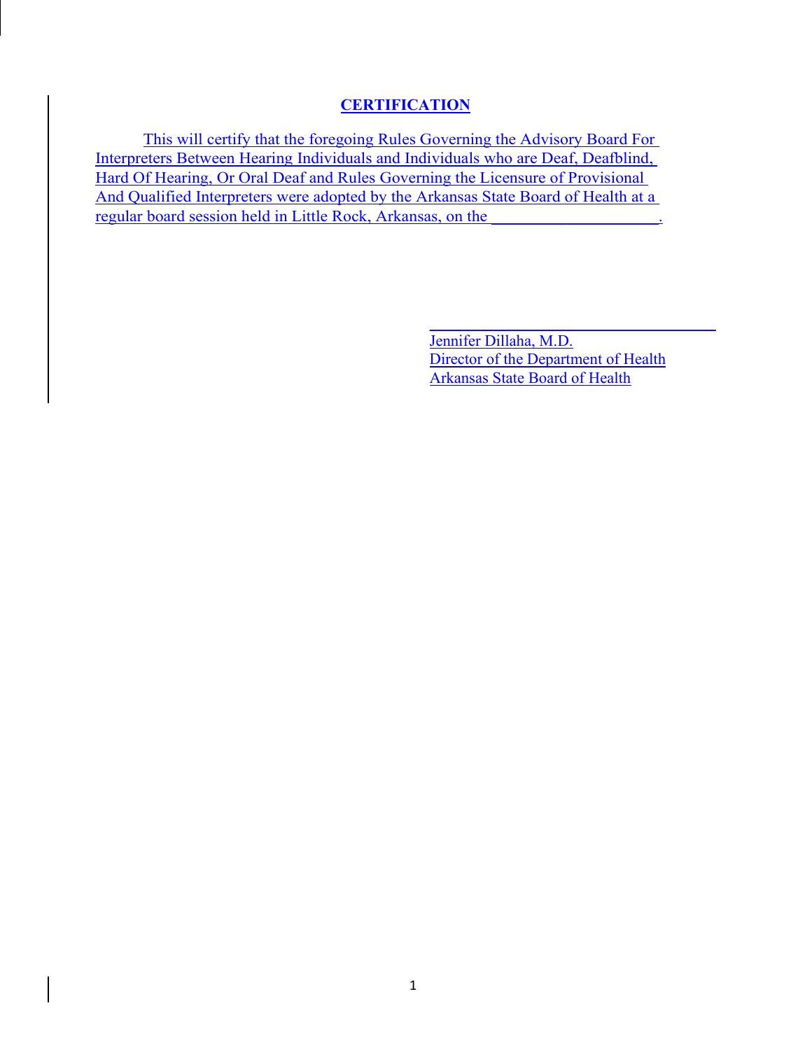## CERTIFICATION

This will certify that the foregoing Rules Governing the Advisory Board For Interpreters Between Hearing Individuals and Individuals who are Deaf, Deafblind, Hard Of Hearing, Or Oral Deaf and Rules Governing the Licensure of Provisional And Qualified Interpreters were adopted by the Arkansas State Board of Health at a regular board session held in Little Rock, Arkansas, on the ____________________.

______________________________

Jennifer Dillaha, M.D.
Director of the Department of Health
Arkansas State Board of Health